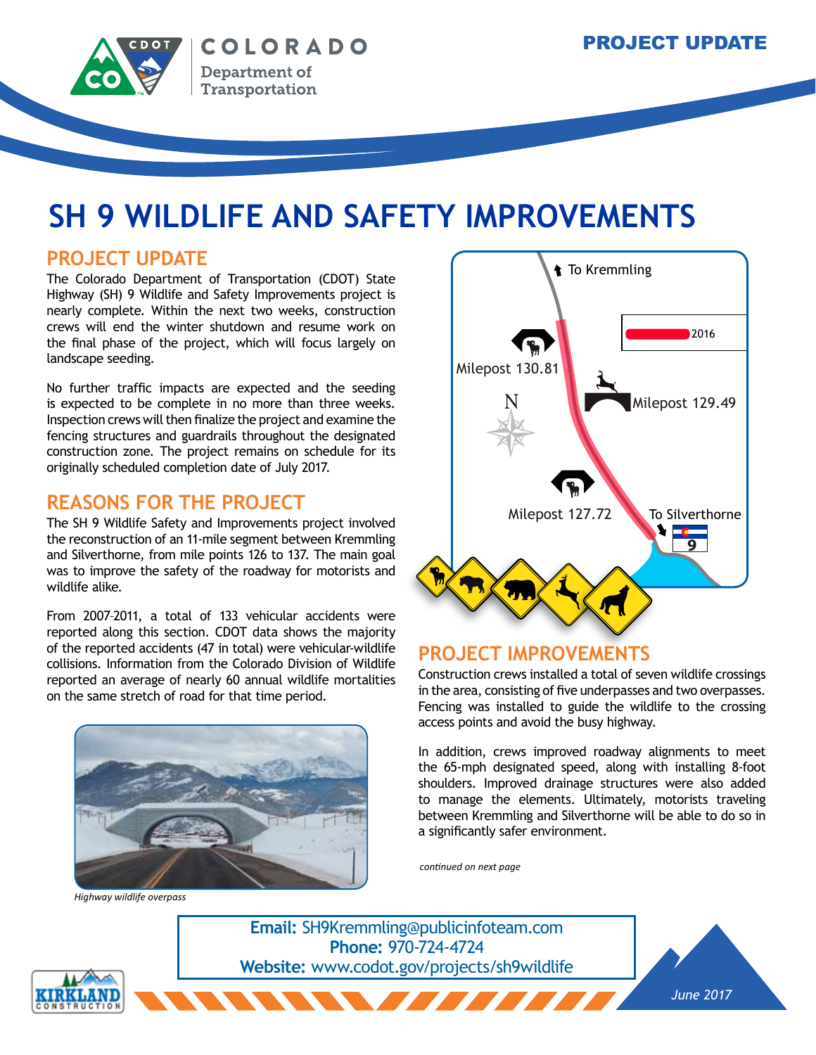# SH 9 WILDLIFE AND SAFETY IMPROVEMENTS

## PROJECT UPDATE

The Colorado Department of Transportation (CDOT) State Highway (SH) 9 Wildlife and Safety Improvements project is nearly complete. Within the next two weeks, construction crews will end the winter shutdown and resume work on the final phase of the project, which will focus largely on landscape seeding.

No further traffic impacts are expected and the seeding is expected to be complete in no more than three weeks. Inspection crews will then finalize the project and examine the fencing structures and guardrails throughout the designated construction zone. The project remains on schedule for its originally scheduled completion date of July 2017.

## REASONS FOR THE PROJECT

The SH 9 Wildlife Safety and Improvements project involved the reconstruction of an 11-mile segment between Kremmling and Silverthorne, from mile points 126 to 137. The main goal was to improve the safety of the roadway for motorists and wildlife alike.

From 2007–2011, a total of 133 vehicular accidents were reported along this section. CDOT data shows the majority of the reported accidents (47 in total) were vehicular-wildlife collisions. Information from the Colorado Division of Wildlife reported an average of nearly 60 annual wildlife mortalities on the same stretch of road for that time period.

*Highway wildlife overpass*

To Kremmling

2016

Milepost 130.81

Milepost 129.49

N

Milepost 127.72

To Silverthorne

9

## PROJECT IMPROVEMENTS

Construction crews installed a total of seven wildlife crossings in the area, consisting of five underpasses and two overpasses. Fencing was installed to guide the wildlife to the crossing access points and avoid the busy highway.

In addition, crews improved roadway alignments to meet the 65-mph designated speed, along with installing 8-foot shoulders. Improved drainage structures were also added to manage the elements. Ultimately, motorists traveling between Kremmling and Silverthorne will be able to do so in a significantly safer environment.

*continued on next page*

**Email:** SH9Kremmling@publicinfoteam.com
**Phone:** 970-724-4724
**Website:** www.codot.gov/projects/sh9wildlife

*June 2017*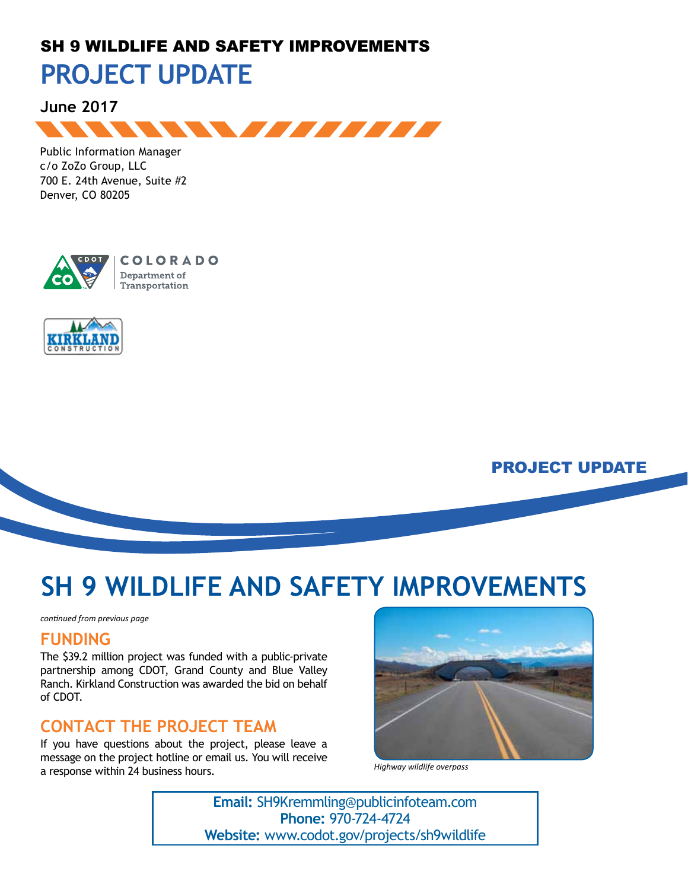# SH 9 WILDLIFE AND SAFETY IMPROVEMENTS

## PROJECT UPDATE

**June 2017**

Public Information Manager
c/o ZoZo Group, LLC
700 E. 24th Avenue, Suite #2
Denver, CO 80205

COLORADO
Department of Transportation

PROJECT UPDATE

# SH 9 WILDLIFE AND SAFETY IMPROVEMENTS

*continued from previous page*

## FUNDING

The $39.2 million project was funded with a public-private partnership among CDOT, Grand County and Blue Valley Ranch. Kirkland Construction was awarded the bid on behalf of CDOT.

## CONTACT THE PROJECT TEAM

If you have questions about the project, please leave a message on the project hotline or email us. You will receive a response within 24 business hours.

*Highway wildlife overpass*

**Email:** SH9Kremmling@publicinfoteam.com
**Phone:** 970-724-4724
**Website:** www.codot.gov/projects/sh9wildlife